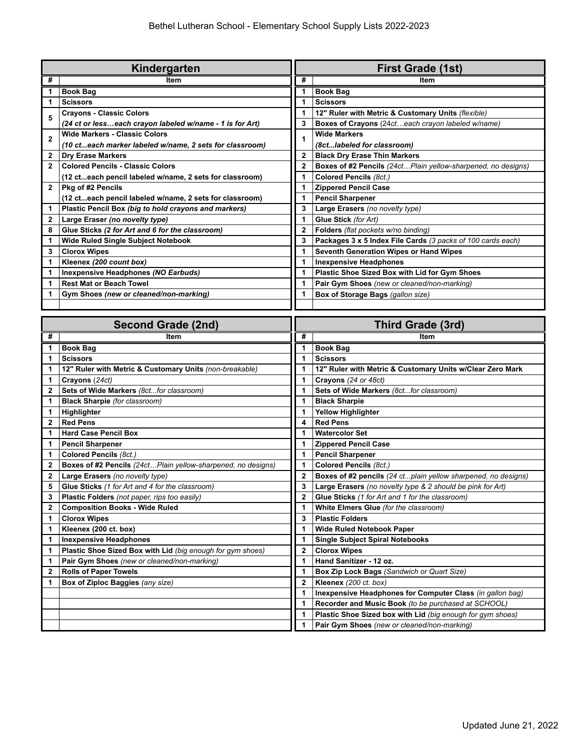# Bethel Lutheran School - Elementary School Supply Lists 2022-2023

## Kindergarten

| # | Item |
|---|---|
| 1 | **Book Bag** |
| 1 | **Scissors** |
| 5 | **Crayons - Classic Colors** ***(24 ct or less…each crayon labeled w/name - 1 is for Art)*** |
| 2 | **Wide Markers - Classic Colors** ***(10 ct...each marker labeled w/name, 2 sets for classroom)*** |
| 2 | **Dry Erase Markers** |
| 2 | **Colored Pencils - Classic Colors** **(12 ct...each pencil labeled w/name, 2 sets for classroom)** |
| 2 | **Pkg of #2 Pencils** **(12 ct...each pencil labeled w/name, 2 sets for classroom)** |
| 1 | **Plastic Pencil Box** ***(big to hold crayons and markers)*** |
| 2 | **Large Eraser** ***(no novelty type)*** |
| 8 | **Glue Sticks** ***(2 for Art and 6 for the classroom)*** |
| 1 | **Wide Ruled Single Subject Notebook** |
| 3 | **Clorox Wipes** |
| 1 | **Kleenex** ***(200 count box)*** |
| 1 | **Inexpensive Headphones** ***(NO Earbuds)*** |
| 1 | **Rest Mat or Beach Towel** |
| 1 | **Gym Shoes** ***(new or cleaned/non-marking)*** |

## First Grade (1st)

| # | Item |
|---|---|
| 1 | **Book Bag** |
| 1 | **Scissors** |
| 1 | **12" Ruler with Metric & Customary Units** *(flexible)* |
| 3 | **Boxes of Crayons** (24ct…*each crayon labeled w/name)* |
| 1 | **Wide Markers** ***(8ct...labeled for classroom)*** |
| 2 | **Black Dry Erase Thin Markers** |
| 2 | **Boxes of #2 Pencils** *(24ct…Plain yellow-sharpened, no designs)* |
| 1 | **Colored Pencils** *(8ct.)* |
| 1 | **Zippered Pencil Case** |
| 1 | **Pencil Sharpener** |
| 3 | **Large Erasers** *(no novelty type)* |
| 1 | **Glue Stick** *(for Art)* |
| 2 | **Folders** *(flat pockets w/no binding)* |
| 3 | **Packages 3 x 5 Index File Cards** *(3 packs of 100 cards each)* |
| 1 | **Seventh Generation Wipes or Hand Wipes** |
| 1 | **Inexpensive Headphones** |
| 1 | **Plastic Shoe Sized Box with Lid for Gym Shoes** |
| 1 | **Pair Gym Shoes** *(new or cleaned/non-marking)* |
| 1 | **Box of Storage Bags** *(gallon size)* |

## Second Grade (2nd)

| # | Item |
|---|---|
| 1 | **Book Bag** |
| 1 | **Scissors** |
| 1 | **12" Ruler with Metric & Customary Units** *(non-breakable)* |
| 1 | **Crayons** *(24ct)* |
| 2 | **Sets of Wide Markers** *(8ct...for classroom)* |
| 1 | **Black Sharpie** *(for classroom)* |
| 1 | **Highlighter** |
| 2 | **Red Pens** |
| 1 | **Hard Case Pencil Box** |
| 1 | **Pencil Sharpener** |
| 1 | **Colored Pencils** *(8ct.)* |
| 2 | **Boxes of #2 Pencils** *(24ct…Plain yellow-sharpened, no designs)* |
| 2 | **Large Erasers** *(no novelty type)* |
| 5 | **Glue Sticks** *(1 for Art and 4 for the classroom)* |
| 3 | **Plastic Folders** *(not paper, rips too easily)* |
| 2 | **Composition Books - Wide Ruled** |
| 1 | **Clorox Wipes** |
| 1 | **Kleenex (200 ct. box)** |
| 1 | **Inexpensive Headphones** |
| 1 | **Plastic Shoe Sized Box with Lid** *(big enough for gym shoes)* |
| 1 | **Pair Gym Shoes** *(new or cleaned/non-marking)* |
| 2 | **Rolls of Paper Towels** |
| 1 | **Box of Ziploc Baggies** *(any size)* |

## Third Grade (3rd)

| # | Item |
|---|---|
| 1 | **Book Bag** |
| 1 | **Scissors** |
| 1 | **12" Ruler with Metric & Customary Units w/Clear Zero Mark** |
| 1 | **Crayons** *(24 or 48ct)* |
| 1 | **Sets of Wide Markers** *(8ct...for classroom)* |
| 1 | **Black Sharpie** |
| 1 | **Yellow Highlighter** |
| 4 | **Red Pens** |
| 1 | **Watercolor Set** |
| 1 | **Zippered Pencil Case** |
| 1 | **Pencil Sharpener** |
| 1 | **Colored Pencils** *(8ct.)* |
| 2 | **Boxes of #2 pencils** *(24 ct...plain yellow sharpened, no designs)* |
| 3 | **Large Erasers** *(no novelty type & 2 should be pink for Art)* |
| 2 | **Glue Sticks** *(1 for Art and 1 for the classroom)* |
| 1 | **White Elmers Glue** *(for the classroom)* |
| 3 | **Plastic Folders** |
| 1 | **Wide Ruled Notebook Paper** |
| 1 | **Single Subject Spiral Notebooks** |
| 2 | **Clorox Wipes** |
| 1 | **Hand Sanitizer - 12 oz.** |
| 1 | **Box Zip Lock Bags** *(Sandwich or Quart Size)* |
| 2 | **Kleenex** *(200 ct. box)* |
| 1 | **Inexpensive Headphones for Computer Class** *(in gallon bag)* |
| 1 | **Recorder and Music Book** *(to be purchased at SCHOOL)* |
| 1 | **Plastic Shoe Sized box with Lid** *(big enough for gym shoes)* |
| 1 | **Pair Gym Shoes** *(new or cleaned/non-marking)* |

Updated June 21, 2022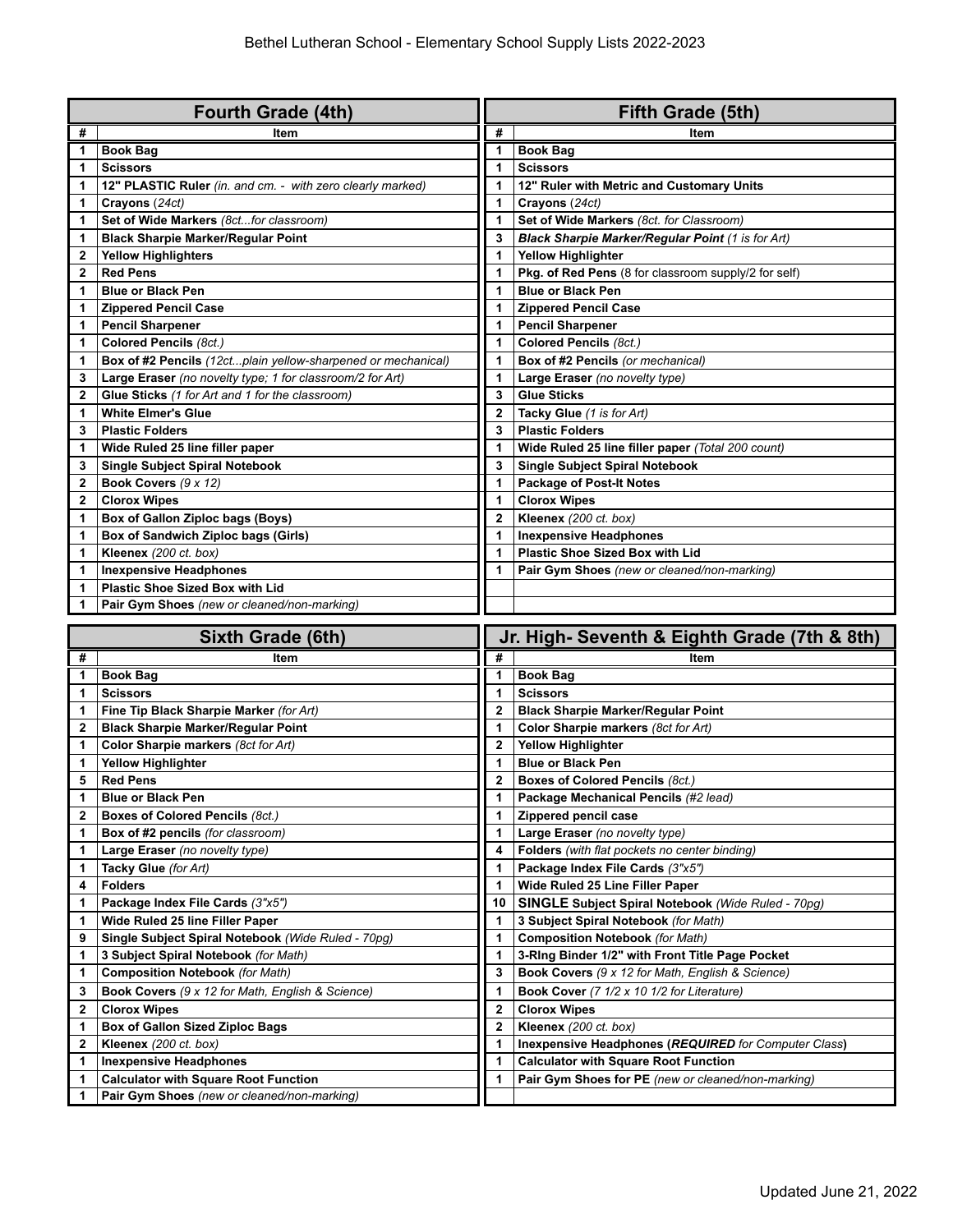# Bethel Lutheran School - Elementary School Supply Lists 2022-2023

## Fourth Grade (4th)

| # | Item |
|---|---|
| 1 | **Book Bag** |
| 1 | **Scissors** |
| 1 | **12" PLASTIC Ruler** *(in. and cm. - with zero clearly marked)* |
| 1 | **Crayons** *(24ct)* |
| 1 | **Set of Wide Markers** *(8ct...for classroom)* |
| 1 | **Black Sharpie Marker/Regular Point** |
| 2 | **Yellow Highlighters** |
| 2 | **Red Pens** |
| 1 | **Blue or Black Pen** |
| 1 | **Zippered Pencil Case** |
| 1 | **Pencil Sharpener** |
| 1 | **Colored Pencils** *(8ct.)* |
| 1 | **Box of #2 Pencils** *(12ct...plain yellow-sharpened or mechanical)* |
| 3 | **Large Eraser** *(no novelty type; 1 for classroom/2 for Art)* |
| 2 | **Glue Sticks** *(1 for Art and 1 for the classroom)* |
| 1 | **White Elmer's Glue** |
| 3 | **Plastic Folders** |
| 1 | **Wide Ruled 25 line filler paper** |
| 3 | **Single Subject Spiral Notebook** |
| 2 | **Book Covers** *(9 x 12)* |
| 2 | **Clorox Wipes** |
| 1 | **Box of Gallon Ziploc bags (Boys)** |
| 1 | **Box of Sandwich Ziploc bags (Girls)** |
| 1 | **Kleenex** *(200 ct. box)* |
| 1 | **Inexpensive Headphones** |
| 1 | **Plastic Shoe Sized Box with Lid** |
| 1 | **Pair Gym Shoes** *(new or cleaned/non-marking)* |

## Fifth Grade (5th)

| # | Item |
|---|---|
| 1 | **Book Bag** |
| 1 | **Scissors** |
| 1 | **12" Ruler with Metric and Customary Units** |
| 1 | **Crayons** *(24ct)* |
| 1 | **Set of Wide Markers** *(8ct. for Classroom)* |
| 3 | ***Black Sharpie Marker/Regular Point*** *(1 is for Art)* |
| 1 | **Yellow Highlighter** |
| 1 | **Pkg. of Red Pens** (8 for classroom supply/2 for self) |
| 1 | **Blue or Black Pen** |
| 1 | **Zippered Pencil Case** |
| 1 | **Pencil Sharpener** |
| 1 | **Colored Pencils** *(8ct.)* |
| 1 | **Box of #2 Pencils** *(or mechanical)* |
| 1 | **Large Eraser** *(no novelty type)* |
| 3 | **Glue Sticks** |
| 2 | **Tacky Glue** *(1 is for Art)* |
| 3 | **Plastic Folders** |
| 1 | **Wide Ruled 25 line filler paper** *(Total 200 count)* |
| 3 | **Single Subject Spiral Notebook** |
| 1 | **Package of Post-It Notes** |
| 1 | **Clorox Wipes** |
| 2 | **Kleenex** *(200 ct. box)* |
| 1 | **Inexpensive Headphones** |
| 1 | **Plastic Shoe Sized Box with Lid** |
| 1 | **Pair Gym Shoes** *(new or cleaned/non-marking)* |

## Sixth Grade (6th)

| # | Item |
|---|---|
| 1 | **Book Bag** |
| 1 | **Scissors** |
| 1 | **Fine Tip Black Sharpie Marker** *(for Art)* |
| 2 | **Black Sharpie Marker/Regular Point** |
| 1 | **Color Sharpie markers** *(8ct for Art)* |
| 1 | **Yellow Highlighter** |
| 5 | **Red Pens** |
| 1 | **Blue or Black Pen** |
| 2 | **Boxes of Colored Pencils** *(8ct.)* |
| 1 | **Box of #2 pencils** *(for classroom)* |
| 1 | **Large Eraser** *(no novelty type)* |
| 1 | **Tacky Glue** *(for Art)* |
| 4 | **Folders** |
| 1 | **Package Index File Cards** *(3"x5")* |
| 1 | **Wide Ruled 25 line Filler Paper** |
| 9 | **Single Subject Spiral Notebook** *(Wide Ruled - 70pg)* |
| 1 | **3 Subject Spiral Notebook** *(for Math)* |
| 1 | **Composition Notebook** *(for Math)* |
| 3 | **Book Covers** *(9 x 12 for Math, English & Science)* |
| 2 | **Clorox Wipes** |
| 1 | **Box of Gallon Sized Ziploc Bags** |
| 2 | **Kleenex** *(200 ct. box)* |
| 1 | **Inexpensive Headphones** |
| 1 | **Calculator with Square Root Function** |
| 1 | **Pair Gym Shoes** *(new or cleaned/non-marking)* |

## Jr. High- Seventh & Eighth Grade (7th & 8th)

| # | Item |
|---|---|
| 1 | **Book Bag** |
| 1 | **Scissors** |
| 2 | **Black Sharpie Marker/Regular Point** |
| 1 | **Color Sharpie markers** *(8ct for Art)* |
| 2 | **Yellow Highlighter** |
| 1 | **Blue or Black Pen** |
| 2 | **Boxes of Colored Pencils** *(8ct.)* |
| 1 | **Package Mechanical Pencils** *(#2 lead)* |
| 1 | **Zippered pencil case** |
| 1 | **Large Eraser** *(no novelty type)* |
| 4 | **Folders** *(with flat pockets no center binding)* |
| 1 | **Package Index File Cards** *(3"x5")* |
| 1 | **Wide Ruled 25 Line Filler Paper** |
| 10 | **SINGLE Subject Spiral Notebook** *(Wide Ruled - 70pg)* |
| 1 | **3 Subject Spiral Notebook** *(for Math)* |
| 1 | **Composition Notebook** *(for Math)* |
| 1 | **3-RIng Binder 1/2" with Front Title Page Pocket** |
| 3 | **Book Covers** *(9 x 12 for Math, English & Science)* |
| 1 | **Book Cover** *(7 1/2 x 10 1/2 for Literature)* |
| 2 | **Clorox Wipes** |
| 2 | **Kleenex** *(200 ct. box)* |
| 1 | **Inexpensive Headphones (*REQUIRED* for Computer Class)** |
| 1 | **Calculator with Square Root Function** |
| 1 | **Pair Gym Shoes for PE** *(new or cleaned/non-marking)* |

Updated June 21, 2022